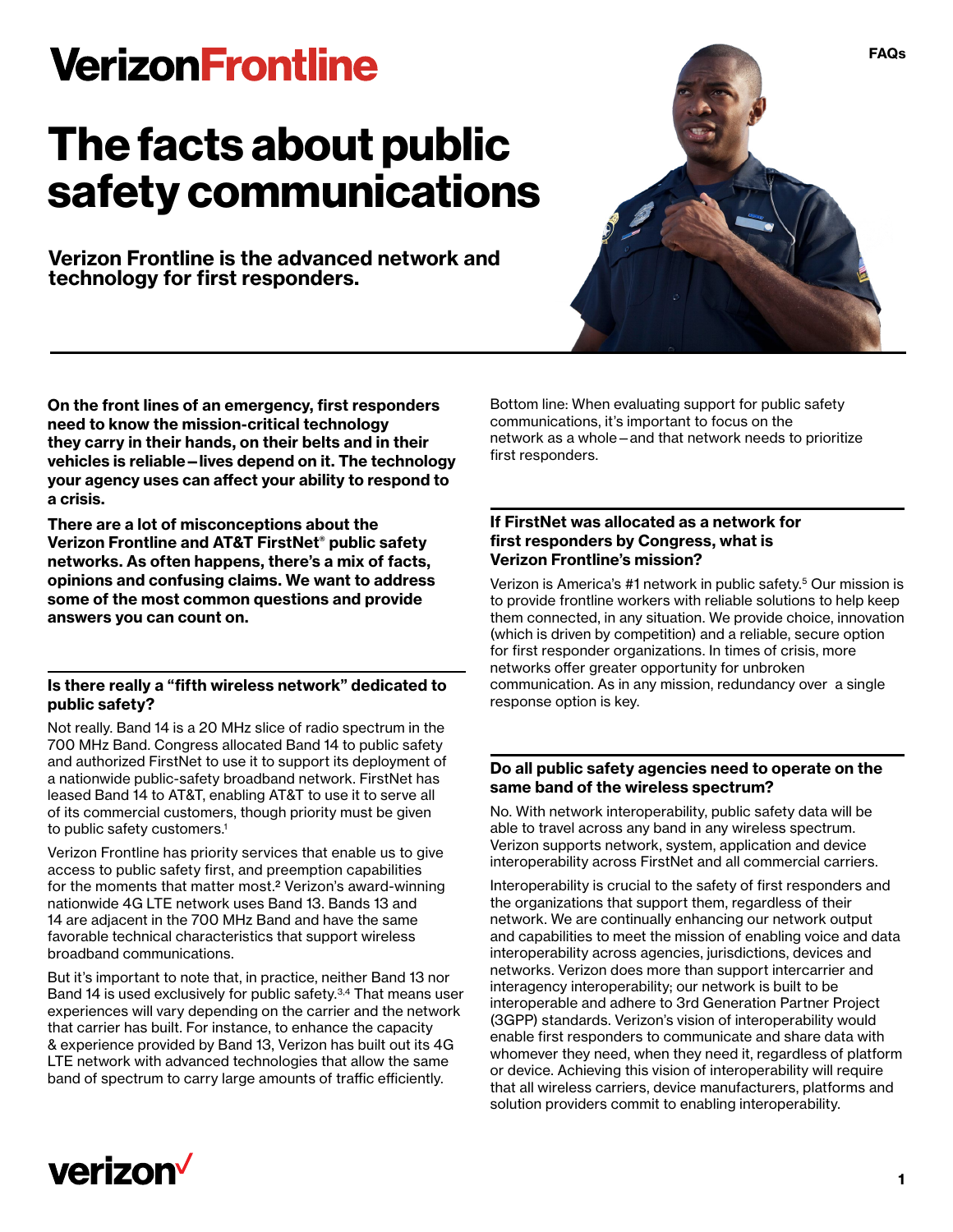# VerizonFrontline

FAQs

# The facts about public safety communications

**Verizon Frontline is the advanced network and technology for first responders.**

**On the front lines of an emergency, first responders need to know the mission-critical technology they carry in their hands, on their belts and in their vehicles is reliable—lives depend on it. The technology your agency uses can affect your ability to respond to a crisis.**

**There are a lot of misconceptions about the Verizon Frontline and AT&T FirstNet® public safety networks. As often happens, there's a mix of facts, opinions and confusing claims. We want to address some of the most common questions and provide answers you can count on.**

### Is there really a "fifth wireless network" dedicated to public safety?

Not really. Band 14 is a 20 MHz slice of radio spectrum in the 700 MHz Band. Congress allocated Band 14 to public safety and authorized FirstNet to use it to support its deployment of a nationwide public-safety broadband network. FirstNet has leased Band 14 to AT&T, enabling AT&T to use it to serve all of its commercial customers, though priority must be given to public safety customers.[1]

Verizon Frontline has priority services that enable us to give access to public safety first, and preemption capabilities for the moments that matter most.[2] Verizon's award-winning nationwide 4G LTE network uses Band 13. Bands 13 and 14 are adjacent in the 700 MHz Band and have the same favorable technical characteristics that support wireless broadband communications.

But it's important to note that, in practice, neither Band 13 nor Band 14 is used exclusively for public safety.[3,4] That means user experiences will vary depending on the carrier and the network that carrier has built. For instance, to enhance the capacity & experience provided by Band 13, Verizon has built out its 4G LTE network with advanced technologies that allow the same band of spectrum to carry large amounts of traffic efficiently.

Bottom line: When evaluating support for public safety communications, it's important to focus on the network as a whole—and that network needs to prioritize first responders.

### If FirstNet was allocated as a network for first responders by Congress, what is Verizon Frontline's mission?

Verizon is America's #1 network in public safety.[5] Our mission is to provide frontline workers with reliable solutions to help keep them connected, in any situation. We provide choice, innovation (which is driven by competition) and a reliable, secure option for first responder organizations. In times of crisis, more networks offer greater opportunity for unbroken communication. As in any mission, redundancy over a single response option is key.

### Do all public safety agencies need to operate on the same band of the wireless spectrum?

No. With network interoperability, public safety data will be able to travel across any band in any wireless spectrum. Verizon supports network, system, application and device interoperability across FirstNet and all commercial carriers.

Interoperability is crucial to the safety of first responders and the organizations that support them, regardless of their network. We are continually enhancing our network output and capabilities to meet the mission of enabling voice and data interoperability across agencies, jurisdictions, devices and networks. Verizon does more than support intercarrier and interagency interoperability; our network is built to be interoperable and adhere to 3rd Generation Partner Project (3GPP) standards. Verizon's vision of interoperability would enable first responders to communicate and share data with whomever they need, when they need it, regardless of platform or device. Achieving this vision of interoperability will require that all wireless carriers, device manufacturers, platforms and solution providers commit to enabling interoperability.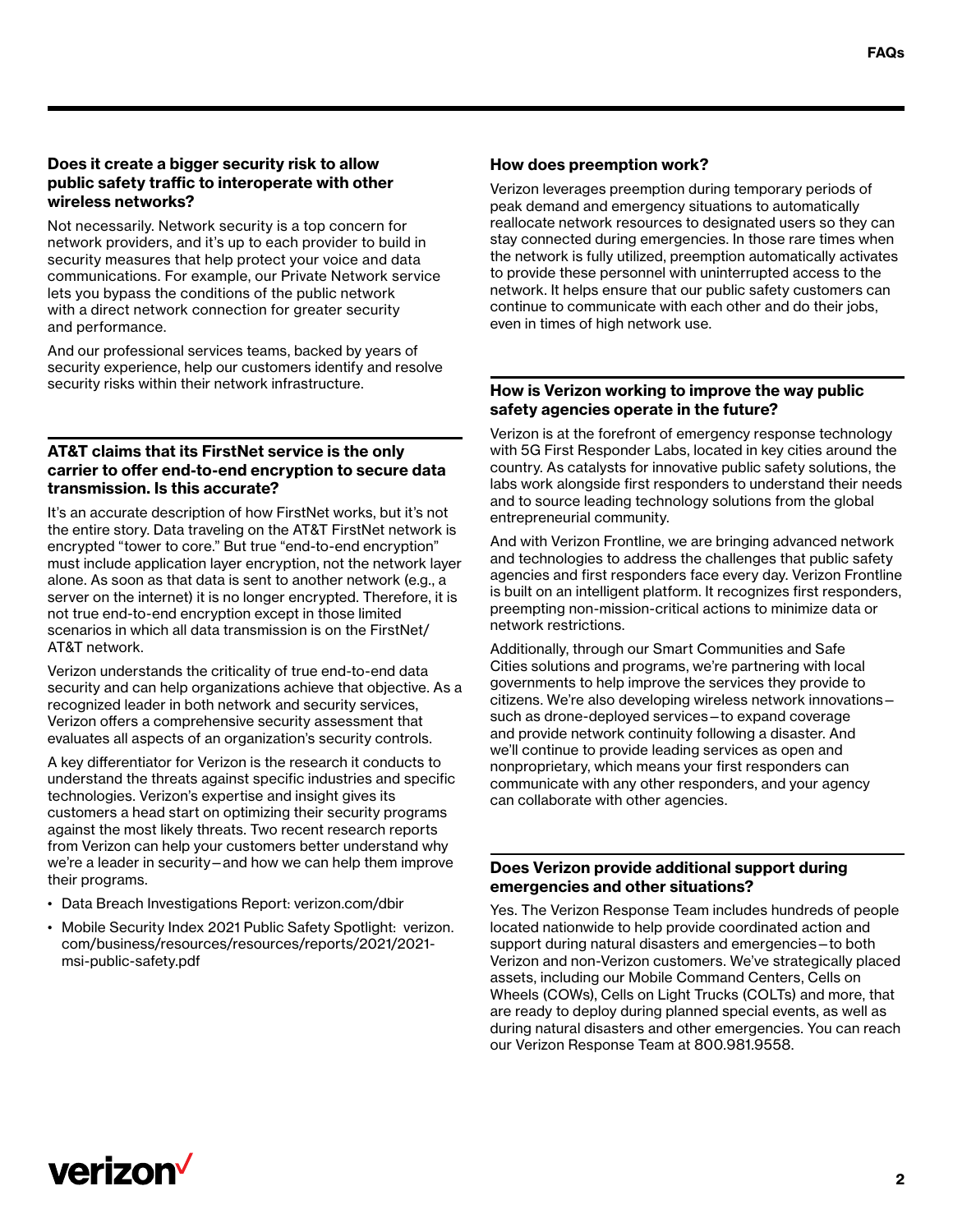### Does it create a bigger security risk to allow public safety traffic to interoperate with other wireless networks?

Not necessarily. Network security is a top concern for network providers, and it's up to each provider to build in security measures that help protect your voice and data communications. For example, our Private Network service lets you bypass the conditions of the public network with a direct network connection for greater security and performance.

And our professional services teams, backed by years of security experience, help our customers identify and resolve security risks within their network infrastructure.

### AT&T claims that its FirstNet service is the only carrier to offer end-to-end encryption to secure data transmission. Is this accurate?

It's an accurate description of how FirstNet works, but it's not the entire story. Data traveling on the AT&T FirstNet network is encrypted "tower to core." But true "end-to-end encryption" must include application layer encryption, not the network layer alone. As soon as that data is sent to another network (e.g., a server on the internet) it is no longer encrypted. Therefore, it is not true end-to-end encryption except in those limited scenarios in which all data transmission is on the FirstNet/AT&T network.

Verizon understands the criticality of true end-to-end data security and can help organizations achieve that objective. As a recognized leader in both network and security services, Verizon offers a comprehensive security assessment that evaluates all aspects of an organization's security controls.

A key differentiator for Verizon is the research it conducts to understand the threats against specific industries and specific technologies. Verizon's expertise and insight gives its customers a head start on optimizing their security programs against the most likely threats. Two recent research reports from Verizon can help your customers better understand why we're a leader in security—and how we can help them improve their programs.

- Data Breach Investigations Report: verizon.com/dbir
- Mobile Security Index 2021 Public Safety Spotlight: verizon.com/business/resources/resources/reports/2021/2021-msi-public-safety.pdf

### How does preemption work?

Verizon leverages preemption during temporary periods of peak demand and emergency situations to automatically reallocate network resources to designated users so they can stay connected during emergencies. In those rare times when the network is fully utilized, preemption automatically activates to provide these personnel with uninterrupted access to the network. It helps ensure that our public safety customers can continue to communicate with each other and do their jobs, even in times of high network use.

### How is Verizon working to improve the way public safety agencies operate in the future?

Verizon is at the forefront of emergency response technology with 5G First Responder Labs, located in key cities around the country. As catalysts for innovative public safety solutions, the labs work alongside first responders to understand their needs and to source leading technology solutions from the global entrepreneurial community.

And with Verizon Frontline, we are bringing advanced network and technologies to address the challenges that public safety agencies and first responders face every day. Verizon Frontline is built on an intelligent platform. It recognizes first responders, preempting non-mission-critical actions to minimize data or network restrictions.

Additionally, through our Smart Communities and Safe Cities solutions and programs, we're partnering with local governments to help improve the services they provide to citizens. We're also developing wireless network innovations—such as drone-deployed services—to expand coverage and provide network continuity following a disaster. And we'll continue to provide leading services as open and nonproprietary, which means your first responders can communicate with any other responders, and your agency can collaborate with other agencies.

### Does Verizon provide additional support during emergencies and other situations?

Yes. The Verizon Response Team includes hundreds of people located nationwide to help provide coordinated action and support during natural disasters and emergencies—to both Verizon and non-Verizon customers. We've strategically placed assets, including our Mobile Command Centers, Cells on Wheels (COWs), Cells on Light Trucks (COLTs) and more, that are ready to deploy during planned special events, as well as during natural disasters and other emergencies. You can reach our Verizon Response Team at 800.981.9558.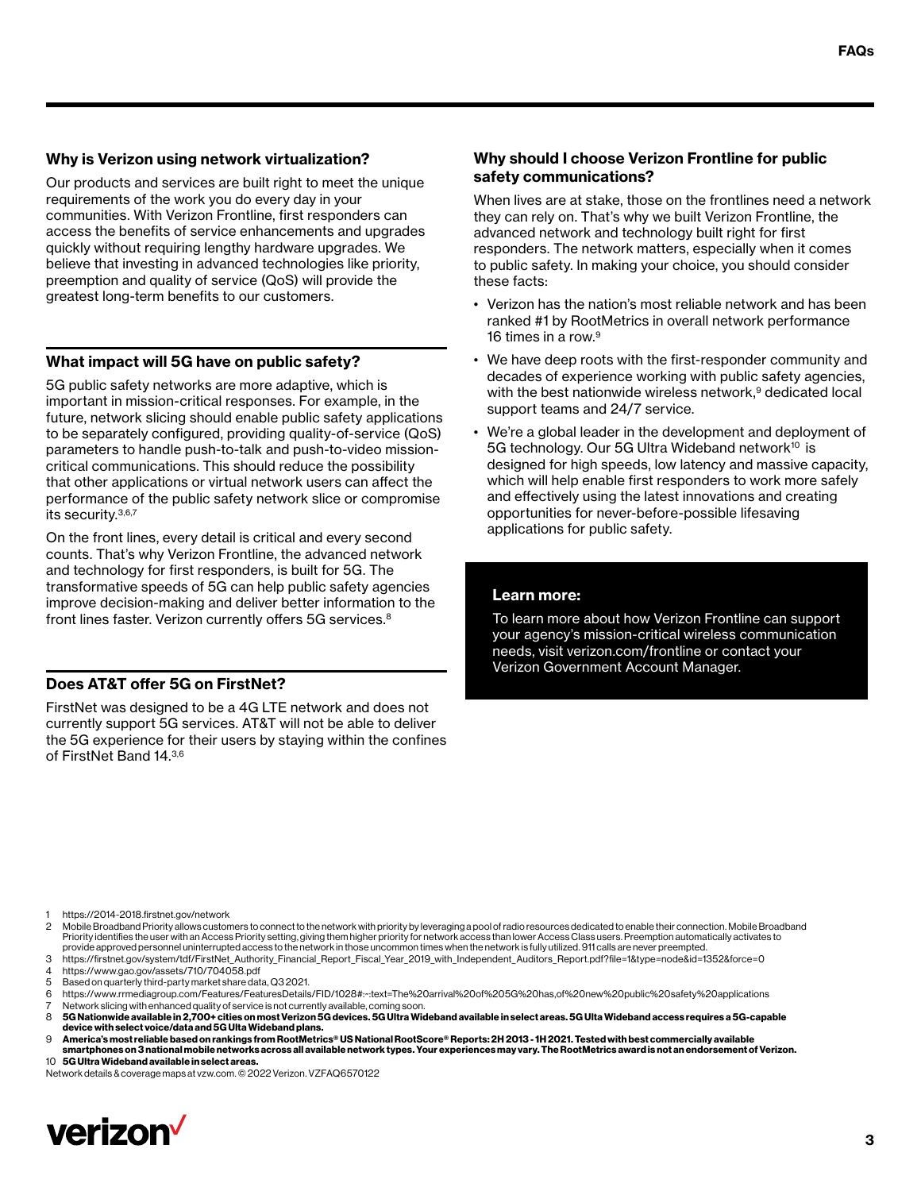## Why is Verizon using network virtualization?

Our products and services are built right to meet the unique requirements of the work you do every day in your communities. With Verizon Frontline, first responders can access the benefits of service enhancements and upgrades quickly without requiring lengthy hardware upgrades. We believe that investing in advanced technologies like priority, preemption and quality of service (QoS) will provide the greatest long-term benefits to our customers.

## What impact will 5G have on public safety?

5G public safety networks are more adaptive, which is important in mission-critical responses. For example, in the future, network slicing should enable public safety applications to be separately configured, providing quality-of-service (QoS) parameters to handle push-to-talk and push-to-video mission-critical communications. This should reduce the possibility that other applications or virtual network users can affect the performance of the public safety network slice or compromise its security.[3,6,7]

On the front lines, every detail is critical and every second counts. That's why Verizon Frontline, the advanced network and technology for first responders, is built for 5G. The transformative speeds of 5G can help public safety agencies improve decision-making and deliver better information to the front lines faster. Verizon currently offers 5G services.[8]

## Does AT&T offer 5G on FirstNet?

FirstNet was designed to be a 4G LTE network and does not currently support 5G services. AT&T will not be able to deliver the 5G experience for their users by staying within the confines of FirstNet Band 14.[3,6]

## Why should I choose Verizon Frontline for public safety communications?

When lives are at stake, those on the frontlines need a network they can rely on. That's why we built Verizon Frontline, the advanced network and technology built right for first responders. The network matters, especially when it comes to public safety. In making your choice, you should consider these facts:

- Verizon has the nation's most reliable network and has been ranked #1 by RootMetrics in overall network performance 16 times in a row.[9]
- We have deep roots with the first-responder community and decades of experience working with public safety agencies, with the best nationwide wireless network,[9] dedicated local support teams and 24/7 service.
- We're a global leader in the development and deployment of 5G technology. Our 5G Ultra Wideband network[10] is designed for high speeds, low latency and massive capacity, which will help enable first responders to work more safely and effectively using the latest innovations and creating opportunities for never-before-possible lifesaving applications for public safety.

**Learn more:**

To learn more about how Verizon Frontline can support your agency's mission-critical wireless communication needs, visit verizon.com/frontline or contact your Verizon Government Account Manager.

1 https://2014-2018.firstnet.gov/network
2 Mobile Broadband Priority allows customers to connect to the network with priority by leveraging a pool of radio resources dedicated to enable their connection. Mobile Broadband Priority identifies the user with an Access Priority setting, giving them higher priority for network access than lower Access Class users. Preemption automatically activates to provide approved personnel uninterrupted access to the network in those uncommon times when the network is fully utilized. 911 calls are never preempted.
3 https://firstnet.gov/system/tdf/FirstNet_Authority_Financial_Report_Fiscal_Year_2019_with_Independent_Auditors_Report.pdf?file=1&type=node&id=1352&force=0
4 https://www.gao.gov/assets/710/704058.pdf
5 Based on quarterly third-party market share data, Q3 2021.
6 https://www.rrmediagroup.com/Features/FeaturesDetails/FID/1028#:~:text=The%20arrival%20of%205G%20has,of%20new%20public%20safety%20applications
7 Network slicing with enhanced quality of service is not currently available, coming soon.
8 **5G Nationwide available in 2,700+ cities on most Verizon 5G devices. 5G Ultra Wideband available in select areas. 5G Ulta Wideband access requires a 5G-capable device with select voice/data and 5G Ulta Wideband plans.**
9 **America's most reliable based on rankings from RootMetrics® US National RootScore® Reports: 2H 2013 - 1H 2021. Tested with best commercially available smartphones on 3 national mobile networks across all available network types. Your experiences may vary. The RootMetrics award is not an endorsement of Verizon.**
10 **5G Ultra Wideband available in select areas.**

Network details & coverage maps at vzw.com. © 2022 Verizon. VZFAQ6570122